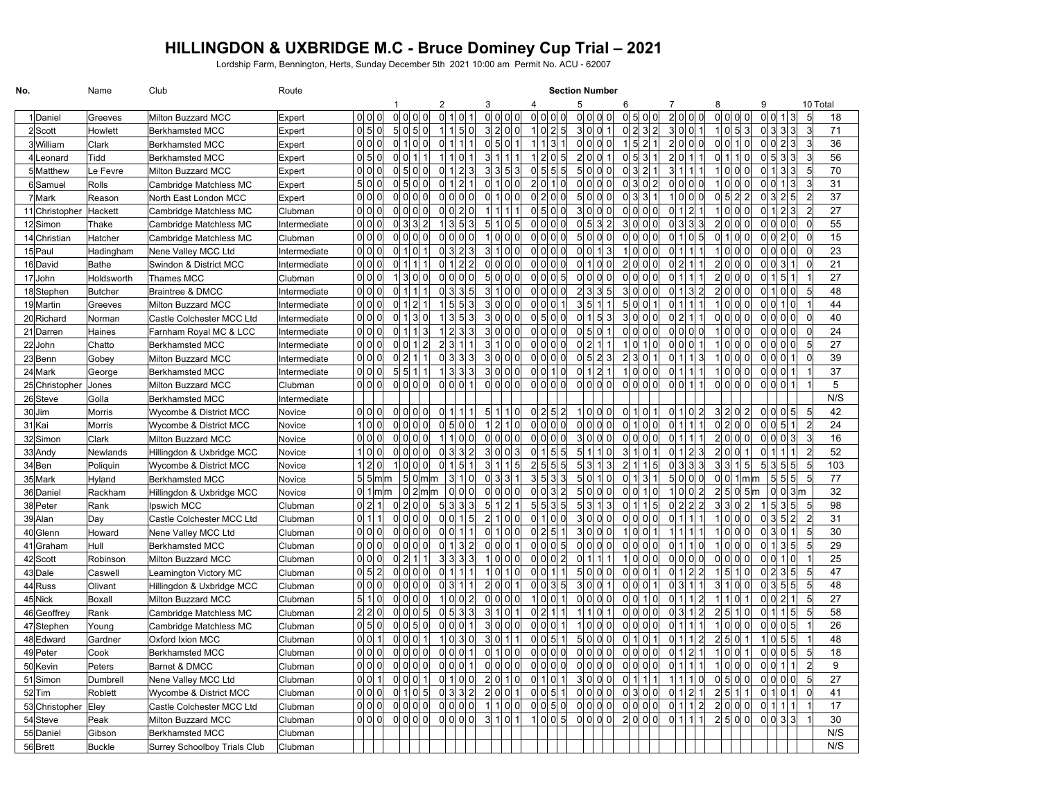# HILLINGDON & UXBRIDGE M.C - Bruce Dominey Cup Trial – 2021

Lordship Farm, Bennington, Herts, Sunday December 5th 2021 10:00 am Permit No. ACU - 62007

| No. | Name | | Club | Route | Section Number | | | | | | | | | | | |
|---|---|---|---|---|---|---|---|---|---|---|---|---|---|---|---|---|
| | | | | | | 1 | 2 | 3 | 4 | 5 | 6 | 7 | 8 | 9 | 10 | Total |
| 1 | Daniel | Greeves | Milton Buzzard MCC | Expert | 0 0 0 | 0 0 0 0 | 0 1 0 1 | 0 0 0 0 | 0 0 0 0 | 0 0 0 0 | 0 5 0 0 | 2 0 0 0 | 0 0 0 0 | 0 0 1 3 | 5 | 18 |
| 2 | Scott | Howlett | Berkhamsted MCC | Expert | 0 5 0 | 5 0 5 0 | 1 1 5 0 | 3 2 0 0 | 1 0 2 5 | 3 0 0 1 | 0 2 3 2 | 3 0 0 1 | 1 0 5 3 | 0 3 3 3 | 3 | 71 |
| 3 | William | Clark | Berkhamsted MCC | Expert | 0 0 0 | 0 1 0 0 | 0 1 1 1 | 0 5 0 1 | 1 1 3 1 | 0 0 0 0 | 1 5 2 1 | 2 0 0 0 | 0 0 1 0 | 0 0 2 3 | 3 | 36 |
| 4 | Leonard | Tidd | Berkhamsted MCC | Expert | 0 5 0 | 0 0 1 1 | 1 1 0 1 | 3 1 1 1 | 1 2 0 5 | 2 0 0 1 | 0 5 3 1 | 2 0 1 1 | 0 1 1 0 | 0 5 3 3 | 3 | 56 |
| 5 | Matthew | Le Fevre | Milton Buzzard MCC | Expert | 0 0 0 | 0 5 0 0 | 0 1 2 3 | 3 3 5 3 | 0 5 5 5 | 5 0 0 0 | 0 3 2 1 | 3 1 1 1 | 1 0 0 0 | 0 1 3 3 | 5 | 70 |
| 6 | Samuel | Rolls | Cambridge Matchless MC | Expert | 5 0 0 | 0 5 0 0 | 0 1 2 1 | 0 1 0 0 | 2 0 1 0 | 0 0 0 0 | 0 3 0 2 | 0 0 0 0 | 1 0 0 0 | 0 0 1 3 | 3 | 31 |
| 7 | Mark | Reason | North East London MCC | Expert | 0 0 0 | 0 0 0 0 | 0 0 0 0 | 0 1 0 0 | 0 2 0 0 | 5 0 0 0 | 0 3 3 1 | 1 0 0 0 | 0 5 2 2 | 0 3 2 5 | 2 | 37 |
| 11 | Christopher | Hackett | Cambridge Matchless MC | Clubman | 0 0 0 | 0 0 0 0 | 0 0 2 0 | 1 1 1 1 | 0 5 0 0 | 3 0 0 0 | 0 0 0 0 | 0 1 2 1 | 1 0 0 0 | 0 1 2 3 | 2 | 27 |
| 12 | Simon | Thake | Cambridge Matchless MC | Intermediate | 0 0 0 | 0 3 3 2 | 1 3 5 3 | 5 1 0 5 | 0 0 0 0 | 0 5 3 2 | 3 0 0 0 | 0 3 3 3 | 2 0 0 0 | 0 0 0 0 | 0 | 55 |
| 14 | Christian | Hatcher | Cambridge Matchless MC | Clubman | 0 0 0 | 0 0 0 0 | 0 0 0 0 | 1 0 0 0 | 0 0 0 0 | 5 0 0 0 | 0 0 0 0 | 0 1 0 5 | 0 1 0 0 | 0 0 2 0 | 0 | 15 |
| 15 | Paul | Hadingham | Nene Valley MCC Ltd | Intermediate | 0 0 0 | 0 1 0 1 | 0 3 2 3 | 3 1 0 0 | 0 0 0 0 | 0 0 1 3 | 1 0 0 0 | 0 1 1 1 | 1 0 0 0 | 0 0 0 0 | 0 | 23 |
| 16 | David | Bathe | Swindon & District MCC | Intermediate | 0 0 0 | 0 1 1 1 | 0 1 2 2 | 0 0 0 0 | 0 0 0 0 | 0 1 0 0 | 2 0 0 0 | 0 2 1 1 | 2 0 0 0 | 0 0 3 1 | 0 | 21 |
| 17 | John | Holdsworth | Thames MCC | Clubman | 0 0 0 | 1 3 0 0 | 0 0 0 0 | 5 0 0 0 | 0 0 0 5 | 0 0 0 0 | 0 0 0 0 | 0 1 1 1 | 2 0 0 0 | 0 1 5 1 | 1 | 27 |
| 18 | Stephen | Butcher | Braintree & DMCC | Intermediate | 0 0 0 | 0 1 1 1 | 0 3 3 5 | 3 1 0 0 | 0 0 0 0 | 2 3 3 5 | 3 0 0 0 | 0 1 3 2 | 2 0 0 0 | 0 1 0 0 | 5 | 48 |
| 19 | Martin | Greeves | Milton Buzzard MCC | Intermediate | 0 0 0 | 0 1 2 1 | 1 5 5 3 | 3 0 0 0 | 0 0 0 1 | 3 5 1 1 | 5 0 0 1 | 0 1 1 1 | 1 0 0 0 | 0 0 1 0 | 1 | 44 |
| 20 | Richard | Norman | Castle Colchester MCC Ltd | Intermediate | 0 0 0 | 0 1 3 0 | 1 3 5 3 | 3 0 0 0 | 0 5 0 0 | 0 1 5 3 | 3 0 0 0 | 0 2 1 1 | 0 0 0 0 | 0 0 0 0 | 0 | 40 |
| 21 | Darren | Haines | Farnham Royal MC & LCC | Intermediate | 0 0 0 | 0 1 1 3 | 1 2 3 3 | 3 0 0 0 | 0 0 0 0 | 0 5 0 1 | 0 0 0 0 | 0 0 0 0 | 1 0 0 0 | 0 0 0 0 | 0 | 24 |
| 22 | John | Chatto | Berkhamsted MCC | Intermediate | 0 0 0 | 0 0 1 2 | 2 3 1 1 | 3 1 0 0 | 0 0 0 0 | 0 2 1 1 | 1 0 1 0 | 0 0 0 1 | 1 0 0 0 | 0 0 0 0 | 5 | 27 |
| 23 | Benn | Gobey | Milton Buzzard MCC | Intermediate | 0 0 0 | 0 2 1 1 | 0 3 3 3 | 3 0 0 0 | 0 0 0 0 | 0 5 2 3 | 2 3 0 1 | 0 1 1 3 | 1 0 0 0 | 0 0 0 1 | 0 | 39 |
| 24 | Mark | George | Berkhamsted MCC | Intermediate | 0 0 0 | 5 5 1 1 | 1 3 3 3 | 3 0 0 0 | 0 0 1 0 | 0 1 2 1 | 1 0 0 0 | 0 1 1 1 | 1 0 0 0 | 0 0 0 1 | 1 | 37 |
| 25 | Christopher | Jones | Milton Buzzard MCC | Clubman | 0 0 0 | 0 0 0 0 | 0 0 0 1 | 0 0 0 0 | 0 0 0 0 | 0 0 0 0 | 0 0 0 0 | 0 0 1 1 | 0 0 0 0 | 0 0 0 1 | 1 | 5 |
| 26 | Steve | Golla | Berkhamsted MCC | Intermediate | | | | | | | | | | | | N/S |
| 30 | Jim | Morris | Wycombe & District MCC | Novice | 0 0 0 | 0 0 0 0 | 0 1 1 1 | 5 1 1 0 | 0 2 5 2 | 1 0 0 0 | 0 1 0 1 | 0 1 0 2 | 3 2 0 2 | 0 0 0 5 | 5 | 42 |
| 31 | Kai | Morris | Wycombe & District MCC | Novice | 1 0 0 | 0 0 0 0 | 0 5 0 0 | 1 2 1 0 | 0 0 0 0 | 0 0 0 0 | 0 1 0 0 | 0 1 1 1 | 0 2 0 0 | 0 0 5 1 | 2 | 24 |
| 32 | Simon | Clark | Milton Buzzard MCC | Novice | 0 0 0 | 0 0 0 0 | 1 1 0 0 | 0 0 0 0 | 0 0 0 0 | 3 0 0 0 | 0 0 0 0 | 0 1 1 1 | 2 0 0 0 | 0 0 0 3 | 3 | 16 |
| 33 | Andy | Newlands | Hillingdon & Uxbridge MCC | Novice | 1 0 0 | 0 0 0 0 | 0 3 3 2 | 3 0 0 3 | 0 1 5 5 | 5 1 1 0 | 3 1 0 1 | 0 1 2 3 | 2 0 0 1 | 0 1 1 1 | 2 | 52 |
| 34 | Ben | Poliquin | Wycombe & District MCC | Novice | 1 2 0 | 1 0 0 0 | 0 1 5 1 | 3 1 1 5 | 2 5 5 5 | 5 3 1 3 | 2 1 1 5 | 0 3 3 3 | 3 3 1 5 | 5 3 5 5 | 5 | 103 |
| 35 | Mark | Hyland | Berkhamsted MCC | Novice | 5 5 mm | 5 0 mm | 3 1 0 | 0 3 3 1 | 3 5 3 3 | 5 0 1 0 | 0 1 3 1 | 5 0 0 0 | 0 0 1 mm | 5 5 5 | 5 | 77 |
| 36 | Daniel | Rackham | Hillingdon & Uxbridge MCC | Novice | 0 1 mm | 0 2 mm | 0 0 0 | 0 0 0 0 | 0 0 3 2 | 5 0 0 0 | 0 0 1 0 | 1 0 0 2 | 2 5 0 5m | 0 0 3m | | 32 |
| 38 | Peter | Rank | Ipswich MCC | Clubman | 0 2 1 | 0 2 0 0 | 5 3 3 3 | 5 1 2 1 | 5 5 3 5 | 5 3 1 3 | 0 1 1 5 | 0 2 2 2 | 3 3 0 2 | 1 5 3 5 | 5 | 98 |
| 39 | Alan | Day | Castle Colchester MCC Ltd | Clubman | 0 1 1 | 0 0 0 0 | 0 0 1 5 | 2 1 0 0 | 0 1 0 0 | 3 0 0 0 | 0 0 0 0 | 0 1 1 1 | 1 0 0 0 | 0 3 5 2 | 2 | 31 |
| 40 | Glenn | Howard | Nene Valley MCC Ltd | Clubman | 0 0 0 | 0 0 0 0 | 0 0 1 1 | 0 1 0 0 | 0 2 5 1 | 3 0 0 0 | 1 0 0 1 | 1 1 1 1 | 1 0 0 0 | 0 3 0 1 | 5 | 30 |
| 41 | Graham | Hull | Berkhamsted MCC | Clubman | 0 0 0 | 0 0 0 0 | 0 1 3 2 | 0 0 0 1 | 0 0 0 5 | 0 0 0 0 | 0 0 0 0 | 0 1 1 0 | 1 0 0 0 | 0 1 3 5 | 5 | 29 |
| 42 | Scott | Robinson | Milton Buzzard MCC | Clubman | 0 0 0 | 0 2 1 1 | 3 3 3 3 | 1 0 0 0 | 0 0 0 2 | 0 1 1 1 | 1 0 0 0 | 0 0 0 0 | 0 0 0 0 | 0 0 1 0 | 1 | 25 |
| 43 | Dale | Caswell | Leamington Victory MC | Clubman | 0 5 2 | 0 0 0 0 | 0 1 1 1 | 1 0 1 0 | 0 0 1 1 | 5 0 0 0 | 0 0 0 1 | 0 1 2 2 | 1 5 1 0 | 0 2 3 5 | 5 | 47 |
| 44 | Russ | Olivant | Hillingdon & Uxbridge MCC | Clubman | 0 0 0 | 0 0 0 0 | 0 3 1 1 | 2 0 0 1 | 0 0 3 5 | 3 0 0 1 | 0 0 0 1 | 0 3 1 1 | 3 1 0 0 | 0 3 5 5 | 5 | 48 |
| 45 | Nick | Boxall | Milton Buzzard MCC | Clubman | 5 1 0 | 0 0 0 0 | 1 0 0 2 | 0 0 0 0 | 1 0 0 1 | 0 0 0 0 | 0 0 1 0 | 0 1 1 2 | 1 1 0 1 | 0 0 2 1 | 5 | 27 |
| 46 | Geoffrey | Rank | Cambridge Matchless MC | Clubman | 2 2 0 | 0 0 0 5 | 0 5 3 3 | 3 1 0 1 | 0 2 1 1 | 1 1 0 1 | 0 0 0 0 | 0 3 1 2 | 2 5 1 0 | 0 1 1 5 | 5 | 58 |
| 47 | Stephen | Young | Cambridge Matchless MC | Clubman | 0 5 0 | 0 0 5 0 | 0 0 0 1 | 3 0 0 0 | 0 0 0 1 | 1 0 0 0 | 0 0 0 0 | 0 1 1 1 | 1 0 0 0 | 0 0 0 5 | 1 | 26 |
| 48 | Edward | Gardner | Oxford Ixion MCC | Clubman | 0 0 1 | 0 0 0 1 | 1 0 3 0 | 3 0 1 1 | 0 0 5 1 | 5 0 0 0 | 0 1 0 1 | 0 1 1 2 | 2 5 0 1 | 1 0 5 5 | 1 | 48 |
| 49 | Peter | Cook | Berkhamsted MCC | Clubman | 0 0 0 | 0 0 0 0 | 0 0 0 1 | 0 1 0 0 | 0 0 0 0 | 0 0 0 0 | 0 0 0 0 | 0 1 2 1 | 1 0 0 1 | 0 0 0 5 | 5 | 18 |
| 50 | Kevin | Peters | Barnet & DMCC | Clubman | 0 0 0 | 0 0 0 0 | 0 0 0 1 | 0 0 0 0 | 0 0 0 0 | 0 0 0 0 | 0 0 0 0 | 0 1 1 1 | 1 0 0 0 | 0 0 1 1 | 2 | 9 |
| 51 | Simon | Dumbrell | Nene Valley MCC Ltd | Clubman | 0 0 1 | 0 0 0 1 | 0 1 0 0 | 2 0 1 0 | 0 1 0 1 | 3 0 0 0 | 0 1 1 1 | 1 1 1 0 | 0 5 0 0 | 0 0 0 0 | 5 | 27 |
| 52 | Tim | Roblett | Wycombe & District MCC | Clubman | 0 0 0 | 0 1 0 5 | 0 3 3 2 | 2 0 0 1 | 0 0 5 1 | 0 0 0 0 | 0 3 0 0 | 0 1 2 1 | 2 5 1 1 | 0 1 0 1 | 0 | 41 |
| 53 | Christopher | Eley | Castle Colchester MCC Ltd | Clubman | 0 0 0 | 0 0 0 0 | 0 0 0 0 | 1 1 0 0 | 0 0 5 0 | 0 0 0 0 | 0 0 0 0 | 0 1 1 2 | 2 0 0 0 | 0 1 1 1 | 1 | 17 |
| 54 | Steve | Peak | Milton Buzzard MCC | Clubman | 0 0 0 | 0 0 0 0 | 0 0 0 0 | 3 1 0 1 | 1 0 0 5 | 0 0 0 0 | 2 0 0 0 | 0 1 1 1 | 2 5 0 0 | 0 0 3 3 | 1 | 30 |
| 55 | Daniel | Gibson | Berkhamsted MCC | Clubman | | | | | | | | | | | | N/S |
| 56 | Brett | Buckle | Surrey Schoolboy Trials Club | Clubman | | | | | | | | | | | | N/S |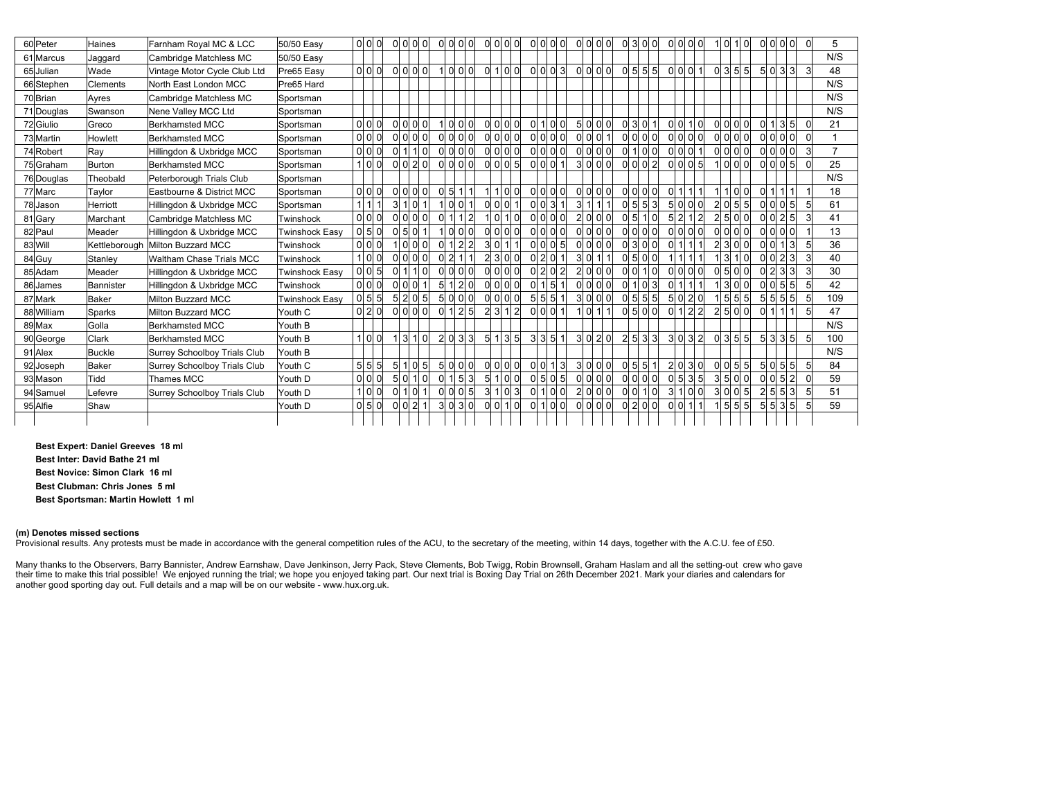| | | | | | | | | | | | | | | | | | | | | | | | | | | | | | | | | | | | | | | | | | | | | | |
|---|---|---|---|---|---|---|---|---|---|---|---|---|---|---|---|---|---|---|---|---|---|---|---|---|---|---|---|---|---|---|---|---|---|---|---|---|---|---|---|---|---|---|---|---|---|
| 60 | Peter | Haines | Farnham Royal MC & LCC | 50/50 Easy | 0 | 0 | 0 | 0 | 0 | 0 | 0 | 0 | 0 | 0 | 0 | 0 | 0 | 0 | 0 | 0 | 0 | 0 | 0 | 0 | 0 | 0 | 0 | 0 | 3 | 0 | 0 | 0 | 0 | 0 | 0 | 1 | 0 | 1 | 0 | 0 | 0 | 0 | 0 | 0 | 5 |
| 61 | Marcus | Jaggard | Cambridge Matchless MC | 50/50 Easy | | | | | | | | | | | | | | | | | | | | | | | | | | | | | | | | | | | | | | | | | N/S |
| 65 | Julian | Wade | Vintage Motor Cycle Club Ltd | Pre65 Easy | 0 | 0 | 0 | 0 | 0 | 0 | 0 | 1 | 0 | 0 | 0 | 0 | 1 | 0 | 0 | 0 | 0 | 0 | 3 | 0 | 0 | 0 | 0 | 0 | 5 | 5 | 5 | 0 | 0 | 0 | 1 | 0 | 3 | 5 | 5 | 5 | 0 | 3 | 3 | 3 | 48 |
| 66 | Stephen | Clements | North East London MCC | Pre65 Hard | | | | | | | | | | | | | | | | | | | | | | | | | | | | | | | | | | | | | | | | | N/S |
| 70 | Brian | Ayres | Cambridge Matchless MC | Sportsman | | | | | | | | | | | | | | | | | | | | | | | | | | | | | | | | | | | | | | | | | N/S |
| 71 | Douglas | Swanson | Nene Valley MCC Ltd | Sportsman | | | | | | | | | | | | | | | | | | | | | | | | | | | | | | | | | | | | | | | | | N/S |
| 72 | Giulio | Greco | Berkhamsted MCC | Sportsman | 0 | 0 | 0 | 0 | 0 | 0 | 0 | 1 | 0 | 0 | 0 | 0 | 0 | 0 | 0 | 0 | 1 | 0 | 0 | 5 | 0 | 0 | 0 | 0 | 3 | 0 | 1 | 0 | 0 | 1 | 0 | 0 | 0 | 0 | 0 | 0 | 1 | 3 | 5 | 0 | 21 |
| 73 | Martin | Howlett | Berkhamsted MCC | Sportsman | 0 | 0 | 0 | 0 | 0 | 0 | 0 | 0 | 0 | 0 | 0 | 0 | 0 | 0 | 0 | 0 | 0 | 0 | 0 | 0 | 0 | 0 | 1 | 0 | 0 | 0 | 0 | 0 | 0 | 0 | 0 | 0 | 0 | 0 | 0 | 0 | 0 | 0 | 0 | 0 | 1 |
| 74 | Robert | Ray | Hillingdon & Uxbridge MCC | Sportsman | 0 | 0 | 0 | 0 | 1 | 1 | 0 | 0 | 0 | 0 | 0 | 0 | 0 | 0 | 0 | 0 | 0 | 0 | 0 | 0 | 0 | 0 | 0 | 0 | 1 | 0 | 0 | 0 | 0 | 0 | 1 | 0 | 0 | 0 | 0 | 0 | 0 | 0 | 0 | 3 | 7 |
| 75 | Graham | Burton | Berkhamsted MCC | Sportsman | 1 | 0 | 0 | 0 | 0 | 2 | 0 | 0 | 0 | 0 | 0 | 0 | 0 | 0 | 5 | 0 | 0 | 0 | 1 | 3 | 0 | 0 | 0 | 0 | 0 | 0 | 2 | 0 | 0 | 0 | 5 | 1 | 0 | 0 | 0 | 0 | 0 | 0 | 5 | 0 | 25 |
| 76 | Douglas | Theobald | Peterborough Trials Club | Sportsman | | | | | | | | | | | | | | | | | | | | | | | | | | | | | | | | | | | | | | | | | N/S |
| 77 | Marc | Taylor | Eastbourne & District MCC | Sportsman | 0 | 0 | 0 | 0 | 0 | 0 | 0 | 0 | 5 | 1 | 1 | 1 | 1 | 0 | 0 | 0 | 0 | 0 | 0 | 0 | 0 | 0 | 0 | 0 | 0 | 0 | 0 | 0 | 1 | 1 | 1 | 1 | 1 | 0 | 0 | 0 | 1 | 1 | 1 | 1 | 18 |
| 78 | Jason | Herriott | Hillingdon & Uxbridge MCC | Sportsman | 1 | 1 | 1 | 3 | 1 | 0 | 1 | 1 | 0 | 0 | 1 | 0 | 0 | 0 | 1 | 0 | 0 | 3 | 1 | 3 | 1 | 1 | 1 | 0 | 5 | 5 | 3 | 5 | 0 | 0 | 0 | 2 | 0 | 5 | 5 | 0 | 0 | 0 | 5 | 5 | 61 |
| 81 | Gary | Marchant | Cambridge Matchless MC | Twinshock | 0 | 0 | 0 | 0 | 0 | 0 | 0 | 0 | 1 | 1 | 2 | 1 | 0 | 1 | 0 | 0 | 0 | 0 | 0 | 2 | 0 | 0 | 0 | 0 | 5 | 1 | 0 | 5 | 2 | 1 | 2 | 2 | 5 | 0 | 0 | 0 | 0 | 2 | 5 | 3 | 41 |
| 82 | Paul | Meader | Hillingdon & Uxbridge MCC | Twinshock Easy | 0 | 5 | 0 | 0 | 5 | 0 | 1 | 1 | 0 | 0 | 0 | 0 | 0 | 0 | 0 | 0 | 0 | 0 | 0 | 0 | 0 | 0 | 0 | 0 | 0 | 0 | 0 | 0 | 0 | 0 | 0 | 0 | 0 | 0 | 0 | 0 | 0 | 0 | 0 | 1 | 13 |
| 83 | Will | Kettleborough | Milton Buzzard MCC | Twinshock | 0 | 0 | 0 | 1 | 0 | 0 | 0 | 0 | 1 | 2 | 2 | 3 | 0 | 1 | 1 | 0 | 0 | 0 | 5 | 0 | 0 | 0 | 0 | 0 | 3 | 0 | 0 | 0 | 1 | 1 | 1 | 2 | 3 | 0 | 0 | 0 | 0 | 1 | 3 | 5 | 36 |
| 84 | Guy | Stanley | Waltham Chase Trials MCC | Twinshock | 1 | 0 | 0 | 0 | 0 | 0 | 0 | 0 | 2 | 1 | 1 | 2 | 3 | 0 | 0 | 0 | 2 | 0 | 1 | 3 | 0 | 1 | 1 | 0 | 5 | 0 | 0 | 1 | 1 | 1 | 1 | 1 | 3 | 1 | 0 | 0 | 0 | 2 | 3 | 3 | 40 |
| 85 | Adam | Meader | Hillingdon & Uxbridge MCC | Twinshock Easy | 0 | 0 | 5 | 0 | 1 | 1 | 0 | 0 | 0 | 0 | 0 | 0 | 0 | 0 | 0 | 0 | 2 | 0 | 2 | 2 | 0 | 0 | 0 | 0 | 0 | 1 | 0 | 0 | 0 | 0 | 0 | 0 | 5 | 0 | 0 | 0 | 2 | 3 | 3 | 3 | 30 |
| 86 | James | Bannister | Hillingdon & Uxbridge MCC | Twinshock | 0 | 0 | 0 | 0 | 0 | 0 | 1 | 5 | 1 | 2 | 0 | 0 | 0 | 0 | 0 | 0 | 1 | 5 | 1 | 0 | 0 | 0 | 0 | 0 | 1 | 0 | 3 | 0 | 1 | 1 | 1 | 1 | 3 | 0 | 0 | 0 | 0 | 5 | 5 | 5 | 42 |
| 87 | Mark | Baker | Milton Buzzard MCC | Twinshock Easy | 0 | 5 | 5 | 5 | 2 | 0 | 5 | 5 | 0 | 0 | 0 | 0 | 0 | 0 | 0 | 5 | 5 | 5 | 1 | 3 | 0 | 0 | 0 | 0 | 5 | 5 | 5 | 5 | 0 | 2 | 0 | 1 | 5 | 5 | 5 | 5 | 5 | 5 | 5 | 5 | 109 |
| 88 | William | Sparks | Milton Buzzard MCC | Youth C | 0 | 2 | 0 | 0 | 0 | 0 | 0 | 0 | 1 | 2 | 5 | 2 | 3 | 1 | 2 | 0 | 0 | 0 | 1 | 1 | 0 | 1 | 1 | 0 | 5 | 0 | 0 | 0 | 1 | 2 | 2 | 2 | 5 | 0 | 0 | 0 | 1 | 1 | 1 | 5 | 47 |
| 89 | Max | Golla | Berkhamsted MCC | Youth B | | | | | | | | | | | | | | | | | | | | | | | | | | | | | | | | | | | | | | | | | N/S |
| 90 | George | Clark | Berkhamsted MCC | Youth B | 1 | 0 | 0 | 1 | 3 | 1 | 0 | 2 | 0 | 3 | 3 | 5 | 1 | 3 | 5 | 3 | 3 | 5 | 1 | 3 | 0 | 2 | 0 | 2 | 5 | 3 | 3 | 3 | 0 | 3 | 2 | 0 | 3 | 5 | 5 | 5 | 3 | 3 | 5 | 5 | 100 |
| 91 | Alex | Buckle | Surrey Schoolboy Trials Club | Youth B | | | | | | | | | | | | | | | | | | | | | | | | | | | | | | | | | | | | | | | | | N/S |
| 92 | Joseph | Baker | Surrey Schoolboy Trials Club | Youth C | 5 | 5 | 5 | 5 | 1 | 0 | 5 | 5 | 0 | 0 | 0 | 0 | 0 | 0 | 0 | 0 | 0 | 1 | 3 | 3 | 0 | 0 | 0 | 0 | 5 | 5 | 1 | 2 | 0 | 3 | 0 | 0 | 0 | 5 | 5 | 5 | 0 | 5 | 5 | 5 | 84 |
| 93 | Mason | Tidd | Thames MCC | Youth D | 0 | 0 | 0 | 5 | 0 | 1 | 0 | 0 | 1 | 5 | 3 | 5 | 1 | 0 | 0 | 0 | 5 | 0 | 5 | 0 | 0 | 0 | 0 | 0 | 0 | 0 | 0 | 0 | 5 | 3 | 5 | 3 | 5 | 0 | 0 | 0 | 0 | 5 | 2 | 0 | 59 |
| 94 | Samuel | Lefevre | Surrey Schoolboy Trials Club | Youth D | 1 | 0 | 0 | 0 | 1 | 0 | 1 | 0 | 0 | 0 | 5 | 3 | 1 | 0 | 3 | 0 | 1 | 0 | 0 | 2 | 0 | 0 | 0 | 0 | 0 | 1 | 0 | 3 | 1 | 0 | 0 | 3 | 0 | 0 | 5 | 2 | 5 | 5 | 3 | 5 | 51 |
| 95 | Alfie | Shaw | | Youth D | 0 | 5 | 0 | 0 | 0 | 2 | 1 | 3 | 0 | 3 | 0 | 0 | 0 | 1 | 0 | 0 | 1 | 0 | 0 | 0 | 0 | 0 | 0 | 0 | 2 | 0 | 0 | 0 | 0 | 1 | 1 | 1 | 5 | 5 | 5 | 5 | 5 | 3 | 5 | 5 | 59 |

**Best Expert: Daniel Greeves 18 ml**

**Best Inter: David Bathe 21 ml**

**Best Novice: Simon Clark 16 ml**

**Best Clubman: Chris Jones 5 ml**

**Best Sportsman: Martin Howlett 1 ml**

**(m) Denotes missed sections**

Provisional results. Any protests must be made in accordance with the general competition rules of the ACU, to the secretary of the meeting, within 14 days, together with the A.C.U. fee of £50.

Many thanks to the Observers, Barry Bannister, Andrew Earnshaw, Dave Jenkinson, Jerry Pack, Steve Clements, Bob Twigg, Robin Brownsell, Graham Haslam and all the setting-out crew who gave their time to make this trial possible! We enjoyed running the trial; we hope you enjoyed taking part. Our next trial is Boxing Day Trial on 26th December 2021. Mark your diaries and calendars for another good sporting day out. Full details and a map will be on our website - www.hux.org.uk.